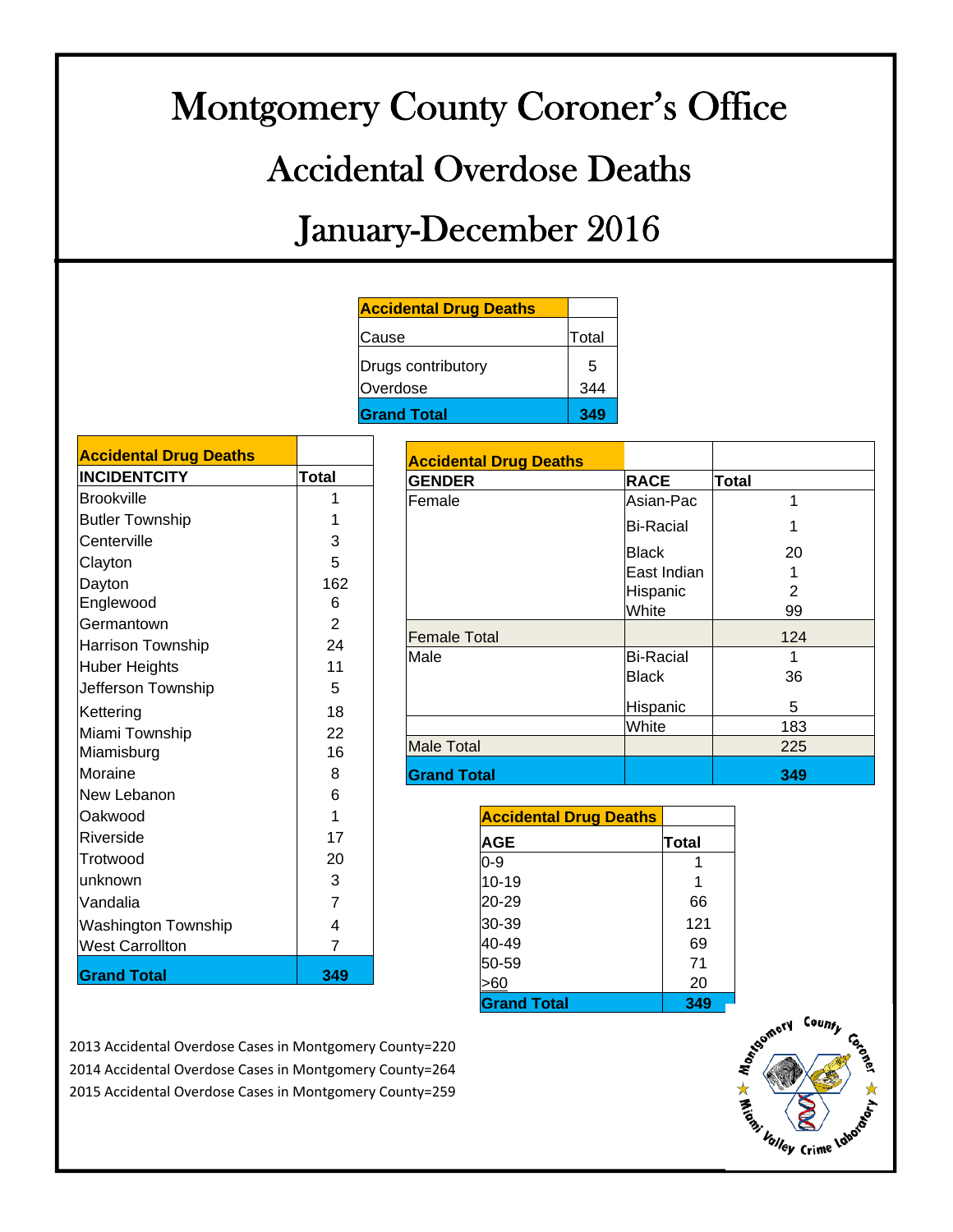# Montgomery County Coroner's Office

## Accidental Overdose Deaths

## January-December 2016

| Accidental Drug Deaths | |
|---|---|
| Cause | Total |
| Drugs contributory | 5 |
| Overdose | 344 |
| **Grand Total** | **349** |

| Accidental Drug Deaths | |
|---|---|
| **INCIDENTCITY** | **Total** |
| Brookville | 1 |
| Butler Township | 1 |
| Centerville | 3 |
| Clayton | 5 |
| Dayton | 162 |
| Englewood | 6 |
| Germantown | 2 |
| Harrison Township | 24 |
| Huber Heights | 11 |
| Jefferson Township | 5 |
| Kettering | 18 |
| Miami Township | 22 |
| Miamisburg | 16 |
| Moraine | 8 |
| New Lebanon | 6 |
| Oakwood | 1 |
| Riverside | 17 |
| Trotwood | 20 |
| unknown | 3 |
| Vandalia | 7 |
| Washington Township | 4 |
| West Carrollton | 7 |
| **Grand Total** | **349** |

| Accidental Drug Deaths | | |
|---|---|---|
| **GENDER** | **RACE** | **Total** |
| Female | Asian-Pac | 1 |
| | Bi-Racial | 1 |
| | Black | 20 |
| | East Indian | 1 |
| | Hispanic | 2 |
| | White | 99 |
| Female Total | | 124 |
| Male | Bi-Racial | 1 |
| | Black | 36 |
| | Hispanic | 5 |
| | White | 183 |
| Male Total | | 225 |
| **Grand Total** | | **349** |

| Accidental Drug Deaths | |
|---|---|
| **AGE** | **Total** |
| 0-9 | 1 |
| 10-19 | 1 |
| 20-29 | 66 |
| 30-39 | 121 |
| 40-49 | 69 |
| 50-59 | 71 |
| >60 | 20 |
| **Grand Total** | **349** |

2013 Accidental Overdose Cases in Montgomery County=220
2014 Accidental Overdose Cases in Montgomery County=264
2015 Accidental Overdose Cases in Montgomery County=259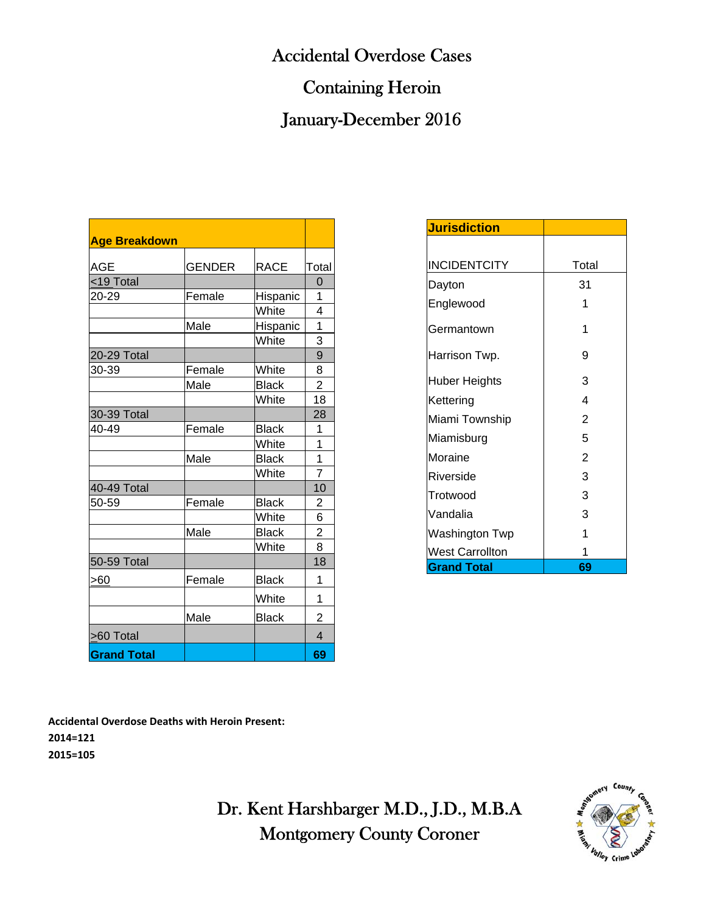# Accidental Overdose Cases

# Containing Heroin

# January-December 2016

| **Age Breakdown** | | | |
|---|---|---|---|
| AGE | GENDER | RACE | Total |
| <19 Total | | | 0 |
| 20-29 | Female | Hispanic | 1 |
| | | White | 4 |
| | Male | Hispanic | 1 |
| | | White | 3 |
| 20-29 Total | | | 9 |
| 30-39 | Female | White | 8 |
| | Male | Black | 2 |
| | | White | 18 |
| 30-39 Total | | | 28 |
| 40-49 | Female | Black | 1 |
| | | White | 1 |
| | Male | Black | 1 |
| | | White | 7 |
| 40-49 Total | | | 10 |
| 50-59 | Female | Black | 2 |
| | | White | 6 |
| | Male | Black | 2 |
| | | White | 8 |
| 50-59 Total | | | 18 |
| >60 | Female | Black | 1 |
| | | White | 1 |
| | Male | Black | 2 |
| >60 Total | | | 4 |
| **Grand Total** | | | **69** |

| **Jurisdiction** | |
|---|---|
| INCIDENTCITY | Total |
| Dayton | 31 |
| Englewood | 1 |
| Germantown | 1 |
| Harrison Twp. | 9 |
| Huber Heights | 3 |
| Kettering | 4 |
| Miami Township | 2 |
| Miamisburg | 5 |
| Moraine | 2 |
| Riverside | 3 |
| Trotwood | 3 |
| Vandalia | 3 |
| Washington Twp | 1 |
| West Carrollton | 1 |
| **Grand Total** | **69** |

**Accidental Overdose Deaths with Heroin Present:**

**2014=121**

**2015=105**

Dr. Kent Harshbarger M.D., J.D., M.B.A

Montgomery County Coroner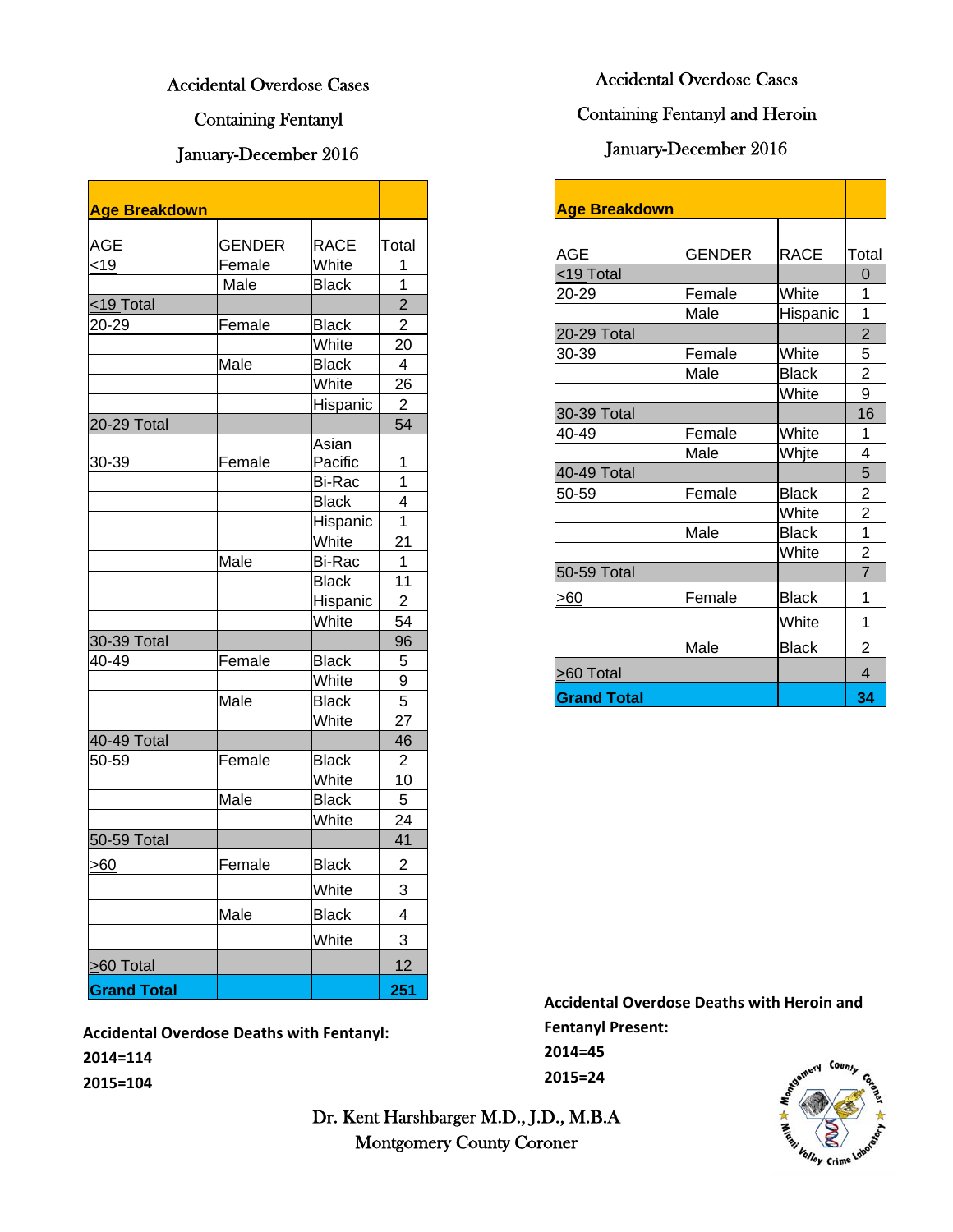## Accidental Overdose Cases

## Containing Fentanyl

## January-December 2016

| Age Breakdown | | | |
|---|---|---|---|
| AGE | GENDER | RACE | Total |
| <19 | Female | White | 1 |
| | Male | Black | 1 |
| <19 Total | | | 2 |
| 20-29 | Female | Black | 2 |
| | | White | 20 |
| | Male | Black | 4 |
| | | White | 26 |
| | | Hispanic | 2 |
| 20-29 Total | | | 54 |
| 30-39 | Female | Asian Pacific | 1 |
| | | Bi-Rac | 1 |
| | | Black | 4 |
| | | Hispanic | 1 |
| | | White | 21 |
| | Male | Bi-Rac | 1 |
| | | Black | 11 |
| | | Hispanic | 2 |
| | | White | 54 |
| 30-39 Total | | | 96 |
| 40-49 | Female | Black | 5 |
| | | White | 9 |
| | Male | Black | 5 |
| | | White | 27 |
| 40-49 Total | | | 46 |
| 50-59 | Female | Black | 2 |
| | | White | 10 |
| | Male | Black | 5 |
| | | White | 24 |
| 50-59 Total | | | 41 |
| >60 | Female | Black | 2 |
| | | White | 3 |
| | Male | Black | 4 |
| | | White | 3 |
| >60 Total | | | 12 |
| **Grand Total** | | | **251** |

**Accidental Overdose Deaths with Fentanyl:**

**2014=114**

**2015=104**

## Accidental Overdose Cases

## Containing Fentanyl and Heroin

## January-December 2016

| Age Breakdown | | | |
|---|---|---|---|
| AGE | GENDER | RACE | Total |
| <19 Total | | | 0 |
| 20-29 | Female | White | 1 |
| | Male | Hispanic | 1 |
| 20-29 Total | | | 2 |
| 30-39 | Female | White | 5 |
| | Male | Black | 2 |
| | | White | 9 |
| 30-39 Total | | | 16 |
| 40-49 | Female | White | 1 |
| | Male | Whjte | 4 |
| 40-49 Total | | | 5 |
| 50-59 | Female | Black | 2 |
| | | White | 2 |
| | Male | Black | 1 |
| | | White | 2 |
| 50-59 Total | | | 7 |
| >60 | Female | Black | 1 |
| | | White | 1 |
| | Male | Black | 2 |
| >60 Total | | | 4 |
| **Grand Total** | | | **34** |

**Accidental Overdose Deaths with Heroin and Fentanyl Present:**

**2014=45**

**2015=24**

Dr. Kent Harshbarger M.D., J.D., M.B.A

Montgomery County Coroner

Montgomery County Coroner · Miami Valley Crime Laboratory